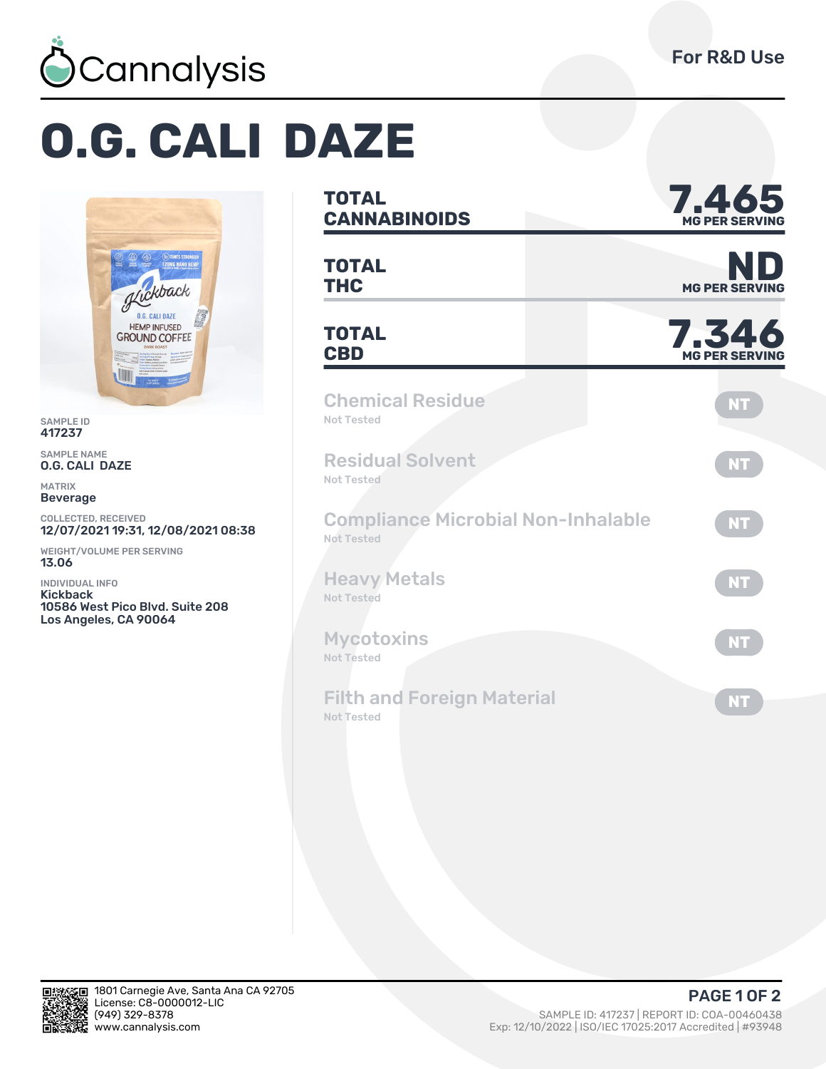Cannalysis

For R&D Use

# O.G. CALI DAZE

SAMPLE ID
417237

SAMPLE NAME
O.G. CALI DAZE

MATRIX
Beverage

COLLECTED, RECEIVED
12/07/2021 19:31, 12/08/2021 08:38

WEIGHT/VOLUME PER SERVING
13.06

INDIVIDUAL INFO
Kickback
10586 West Pico Blvd. Suite 208
Los Angeles, CA 90064

| | |
|---|---|
| **TOTAL CANNABINOIDS** | **7.465** MG PER SERVING |
| **TOTAL THC** | **ND** MG PER SERVING |
| **TOTAL CBD** | **7.346** MG PER SERVING |

| Test | Status |
|---|---|
| Chemical Residue (Not Tested) | NT |
| Residual Solvent (Not Tested) | NT |
| Compliance Microbial Non-Inhalable (Not Tested) | NT |
| Heavy Metals (Not Tested) | NT |
| Mycotoxins (Not Tested) | NT |
| Filth and Foreign Material (Not Tested) | NT |

1801 Carnegie Ave, Santa Ana CA 92705
License: C8-0000012-LIC
(949) 329-8378
www.cannalysis.com

SAMPLE ID: 417237 | REPORT ID: COA-00460438
Exp: 12/10/2022 | ISO/IEC 17025:2017 Accredited | #93948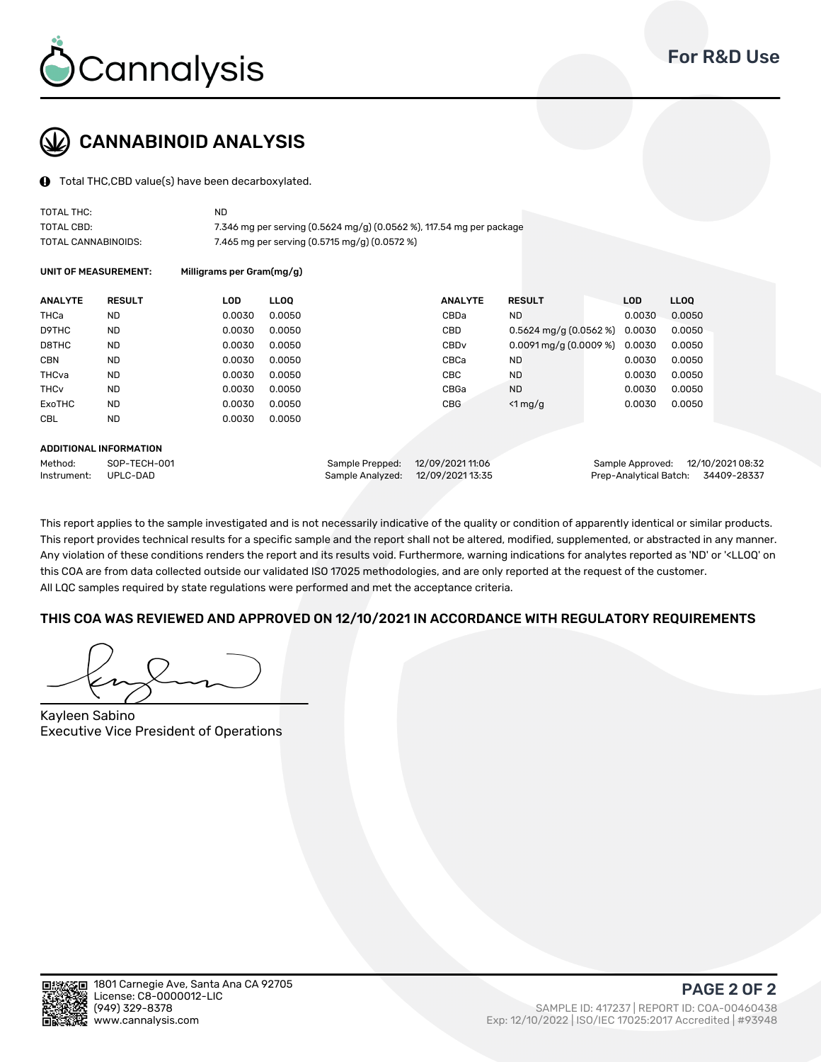Cannalysis

For R&D Use

# CANNABINOID ANALYSIS

Total THC,CBD value(s) have been decarboxylated.

| | |
|---|---|
| TOTAL THC: | ND |
| TOTAL CBD: | 7.346 mg per serving (0.5624 mg/g) (0.0562 %), 117.54 mg per package |
| TOTAL CANNABINOIDS: | 7.465 mg per serving (0.5715 mg/g) (0.0572 %) |

**UNIT OF MEASUREMENT:** Milligrams per Gram(mg/g)

| ANALYTE | RESULT | LOD | LLOQ | ANALYTE | RESULT | LOD | LLOQ |
|---|---|---|---|---|---|---|---|
| THCa | ND | 0.0030 | 0.0050 | CBDa | ND | 0.0030 | 0.0050 |
| D9THC | ND | 0.0030 | 0.0050 | CBD | 0.5624 mg/g (0.0562 %) | 0.0030 | 0.0050 |
| D8THC | ND | 0.0030 | 0.0050 | CBDv | 0.0091 mg/g (0.0009 %) | 0.0030 | 0.0050 |
| CBN | ND | 0.0030 | 0.0050 | CBCa | ND | 0.0030 | 0.0050 |
| THCva | ND | 0.0030 | 0.0050 | CBC | ND | 0.0030 | 0.0050 |
| THCv | ND | 0.0030 | 0.0050 | CBGa | ND | 0.0030 | 0.0050 |
| ExoTHC | ND | 0.0030 | 0.0050 | CBG | <1 mg/g | 0.0030 | 0.0050 |
| CBL | ND | 0.0030 | 0.0050 | | | | |

**ADDITIONAL INFORMATION**

| | | | | | |
|---|---|---|---|---|---|
| Method: | SOP-TECH-001 | Sample Prepped: | 12/09/2021 11:06 | Sample Approved: | 12/10/2021 08:32 |
| Instrument: | UPLC-DAD | Sample Analyzed: | 12/09/2021 13:35 | Prep-Analytical Batch: | 34409-28337 |

This report applies to the sample investigated and is not necessarily indicative of the quality or condition of apparently identical or similar products. This report provides technical results for a specific sample and the report shall not be altered, modified, supplemented, or abstracted in any manner. Any violation of these conditions renders the report and its results void. Furthermore, warning indications for analytes reported as 'ND' or '<LLOQ' on this COA are from data collected outside our validated ISO 17025 methodologies, and are only reported at the request of the customer. All LQC samples required by state regulations were performed and met the acceptance criteria.

**THIS COA WAS REVIEWED AND APPROVED ON 12/10/2021 IN ACCORDANCE WITH REGULATORY REQUIREMENTS**

Kayleen Sabino
Executive Vice President of Operations

1801 Carnegie Ave, Santa Ana CA 92705
License: C8-0000012-LIC
(949) 329-8378
www.cannalysis.com

SAMPLE ID: 417237 | REPORT ID: COA-00460438
Exp: 12/10/2022 | ISO/IEC 17025:2017 Accredited | #93948